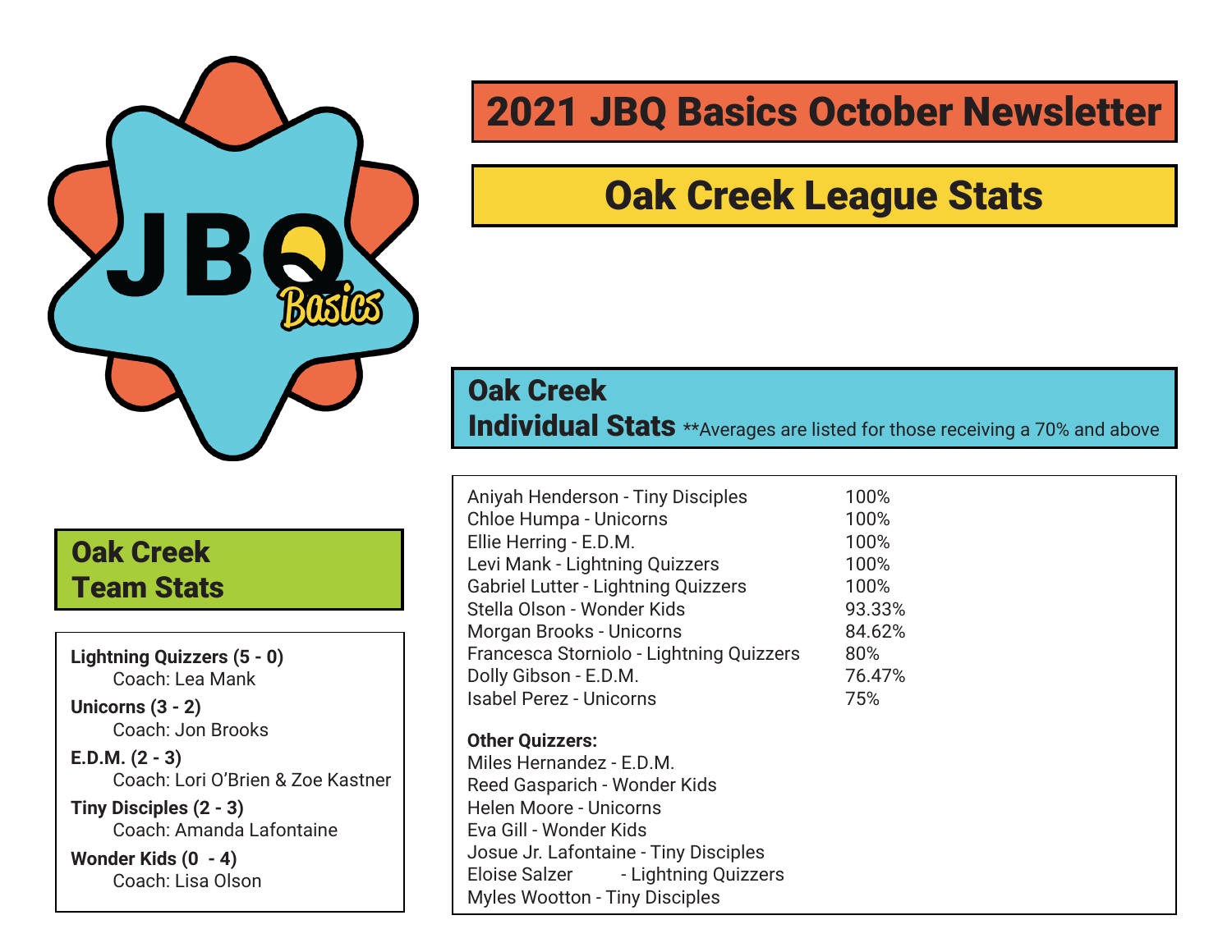# 2021 JBQ Basics October Newsletter

## Oak Creek League Stats

### Oak Creek Team Stats

**Lightning Quizzers (5 - 0)**
Coach: Lea Mank

**Unicorns (3 - 2)**
Coach: Jon Brooks

**E.D.M. (2 - 3)**
Coach: Lori O'Brien & Zoe Kastner

**Tiny Disciples (2 - 3)**
Coach: Amanda Lafontaine

**Wonder Kids (0 - 4)**
Coach: Lisa Olson

### Oak Creek Individual Stats

**Averages are listed for those receiving a 70% and above

| Quizzer | Average |
|---|---|
| Aniyah Henderson - Tiny Disciples | 100% |
| Chloe Humpa - Unicorns | 100% |
| Ellie Herring - E.D.M. | 100% |
| Levi Mank - Lightning Quizzers | 100% |
| Gabriel Lutter - Lightning Quizzers | 100% |
| Stella Olson - Wonder Kids | 93.33% |
| Morgan Brooks - Unicorns | 84.62% |
| Francesca Storniolo - Lightning Quizzers | 80% |
| Dolly Gibson - E.D.M. | 76.47% |
| Isabel Perez - Unicorns | 75% |

**Other Quizzers:**

Miles Hernandez - E.D.M.
Reed Gasparich - Wonder Kids
Helen Moore - Unicorns
Eva Gill - Wonder Kids
Josue Jr. Lafontaine - Tiny Disciples
Eloise Salzer - Lightning Quizzers
Myles Wootton - Tiny Disciples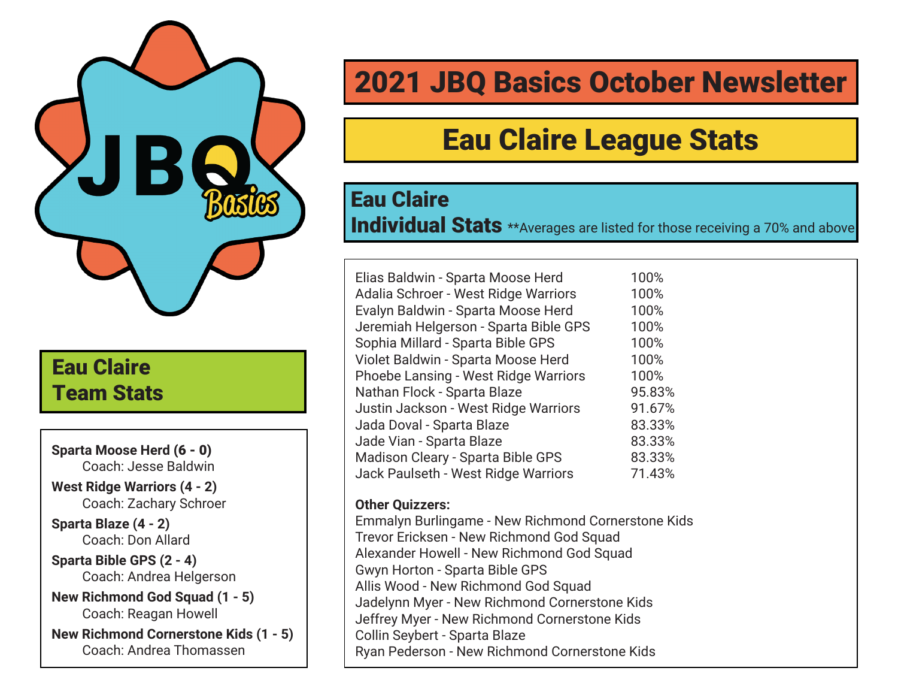# 2021 JBQ Basics October Newsletter

## Eau Claire League Stats

### Eau Claire Team Stats

**Sparta Moose Herd (6 - 0)**
Coach: Jesse Baldwin

**West Ridge Warriors (4 - 2)**
Coach: Zachary Schroer

**Sparta Blaze (4 - 2)**
Coach: Don Allard

**Sparta Bible GPS (2 - 4)**
Coach: Andrea Helgerson

**New Richmond God Squad (1 - 5)**
Coach: Reagan Howell

**New Richmond Cornerstone Kids (1 - 5)**
Coach: Andrea Thomassen

### Eau Claire Individual Stats

**Averages are listed for those receiving a 70% and above

| Quizzer | Average |
|---|---|
| Elias Baldwin - Sparta Moose Herd | 100% |
| Adalia Schroer - West Ridge Warriors | 100% |
| Evalyn Baldwin - Sparta Moose Herd | 100% |
| Jeremiah Helgerson - Sparta Bible GPS | 100% |
| Sophia Millard - Sparta Bible GPS | 100% |
| Violet Baldwin - Sparta Moose Herd | 100% |
| Phoebe Lansing - West Ridge Warriors | 100% |
| Nathan Flock - Sparta Blaze | 95.83% |
| Justin Jackson - West Ridge Warriors | 91.67% |
| Jada Doval - Sparta Blaze | 83.33% |
| Jade Vian - Sparta Blaze | 83.33% |
| Madison Cleary - Sparta Bible GPS | 83.33% |
| Jack Paulseth - West Ridge Warriors | 71.43% |

**Other Quizzers:**

Emmalyn Burlingame - New Richmond Cornerstone Kids
Trevor Ericksen - New Richmond God Squad
Alexander Howell - New Richmond God Squad
Gwyn Horton - Sparta Bible GPS
Allis Wood - New Richmond God Squad
Jadelynn Myer - New Richmond Cornerstone Kids
Jeffrey Myer - New Richmond Cornerstone Kids
Collin Seybert - Sparta Blaze
Ryan Pederson - New Richmond Cornerstone Kids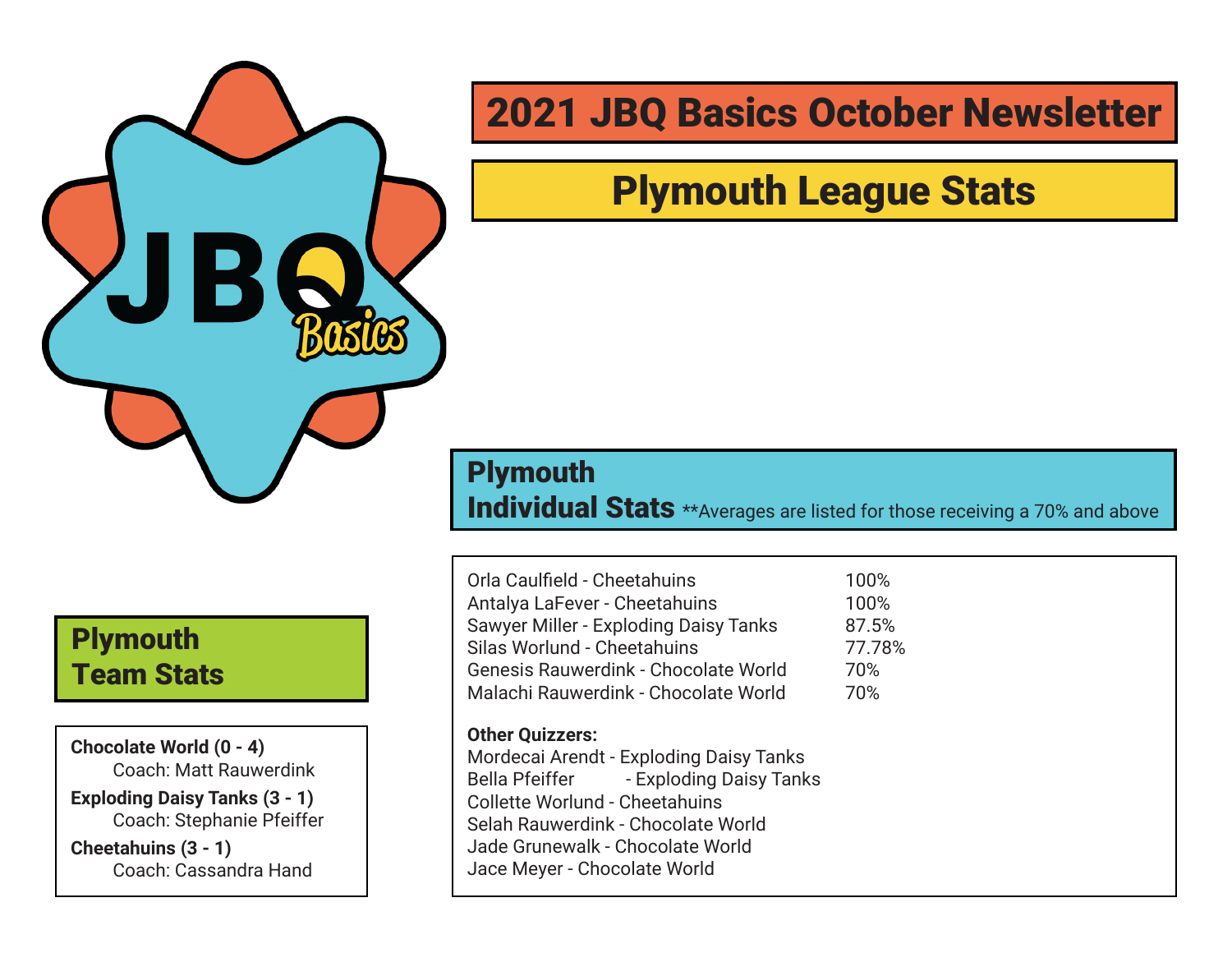# 2021 JBQ Basics October Newsletter

## Plymouth League Stats

### Plymouth Individual Stats

**Averages are listed for those receiving a 70% and above

| | |
|---|---|
| Orla Caulfield - Cheetahuins | 100% |
| Antalya LaFever - Cheetahuins | 100% |
| Sawyer Miller - Exploding Daisy Tanks | 87.5% |
| Silas Worlund - Cheetahuins | 77.78% |
| Genesis Rauwerdink - Chocolate World | 70% |
| Malachi Rauwerdink - Chocolate World | 70% |

**Other Quizzers:**

Mordecai Arendt - Exploding Daisy Tanks
Bella Pfeiffer - Exploding Daisy Tanks
Collette Worlund - Cheetahuins
Selah Rauwerdink - Chocolate World
Jade Grunewalk - Chocolate World
Jace Meyer - Chocolate World

### Plymouth Team Stats

**Chocolate World (0 - 4)**
Coach: Matt Rauwerdink

**Exploding Daisy Tanks (3 - 1)**
Coach: Stephanie Pfeiffer

**Cheetahuins (3 - 1)**
Coach: Cassandra Hand